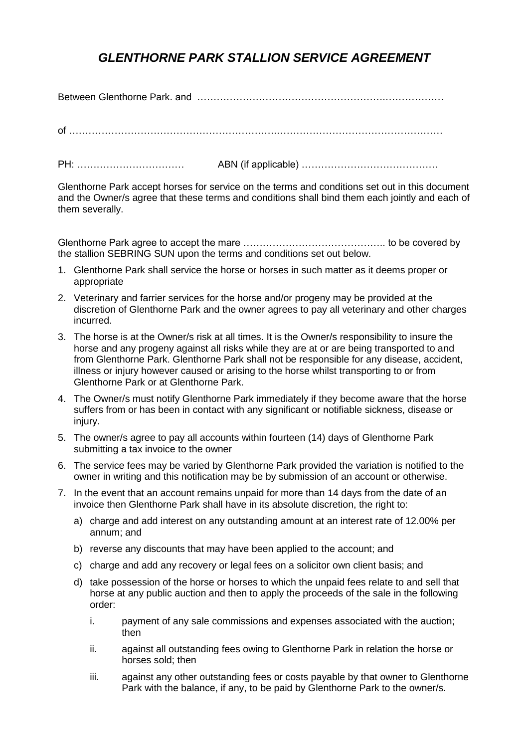# *GLENTHORNE PARK STALLION SERVICE AGREEMENT*

Between Glenthorne Park. and …………………………………………………..………………

of ……………………………………………………..……………………………………………

PH: ……………………………  ABN (if applicable) ……………………………………

Glenthorne Park accept horses for service on the terms and conditions set out in this document and the Owner/s agree that these terms and conditions shall bind them each jointly and each of them severally.

Glenthorne Park agree to accept the mare …………………………………….. to be covered by the stallion SEBRING SUN upon the terms and conditions set out below.

1. Glenthorne Park shall service the horse or horses in such matter as it deems proper or appropriate
2. Veterinary and farrier services for the horse and/or progeny may be provided at the discretion of Glenthorne Park and the owner agrees to pay all veterinary and other charges incurred.
3. The horse is at the Owner/s risk at all times. It is the Owner/s responsibility to insure the horse and any progeny against all risks while they are at or are being transported to and from Glenthorne Park. Glenthorne Park shall not be responsible for any disease, accident, illness or injury however caused or arising to the horse whilst transporting to or from Glenthorne Park or at Glenthorne Park.
4. The Owner/s must notify Glenthorne Park immediately if they become aware that the horse suffers from or has been in contact with any significant or notifiable sickness, disease or injury.
5. The owner/s agree to pay all accounts within fourteen (14) days of Glenthorne Park submitting a tax invoice to the owner
6. The service fees may be varied by Glenthorne Park provided the variation is notified to the owner in writing and this notification may be by submission of an account or otherwise.
7. In the event that an account remains unpaid for more than 14 days from the date of an invoice then Glenthorne Park shall have in its absolute discretion, the right to:
   a) charge and add interest on any outstanding amount at an interest rate of 12.00% per annum; and
   b) reverse any discounts that may have been applied to the account; and
   c) charge and add any recovery or legal fees on a solicitor own client basis; and
   d) take possession of the horse or horses to which the unpaid fees relate to and sell that horse at any public auction and then to apply the proceeds of the sale in the following order:
      i. payment of any sale commissions and expenses associated with the auction; then
      ii. against all outstanding fees owing to Glenthorne Park in relation the horse or horses sold; then
      iii. against any other outstanding fees or costs payable by that owner to Glenthorne Park with the balance, if any, to be paid by Glenthorne Park to the owner/s.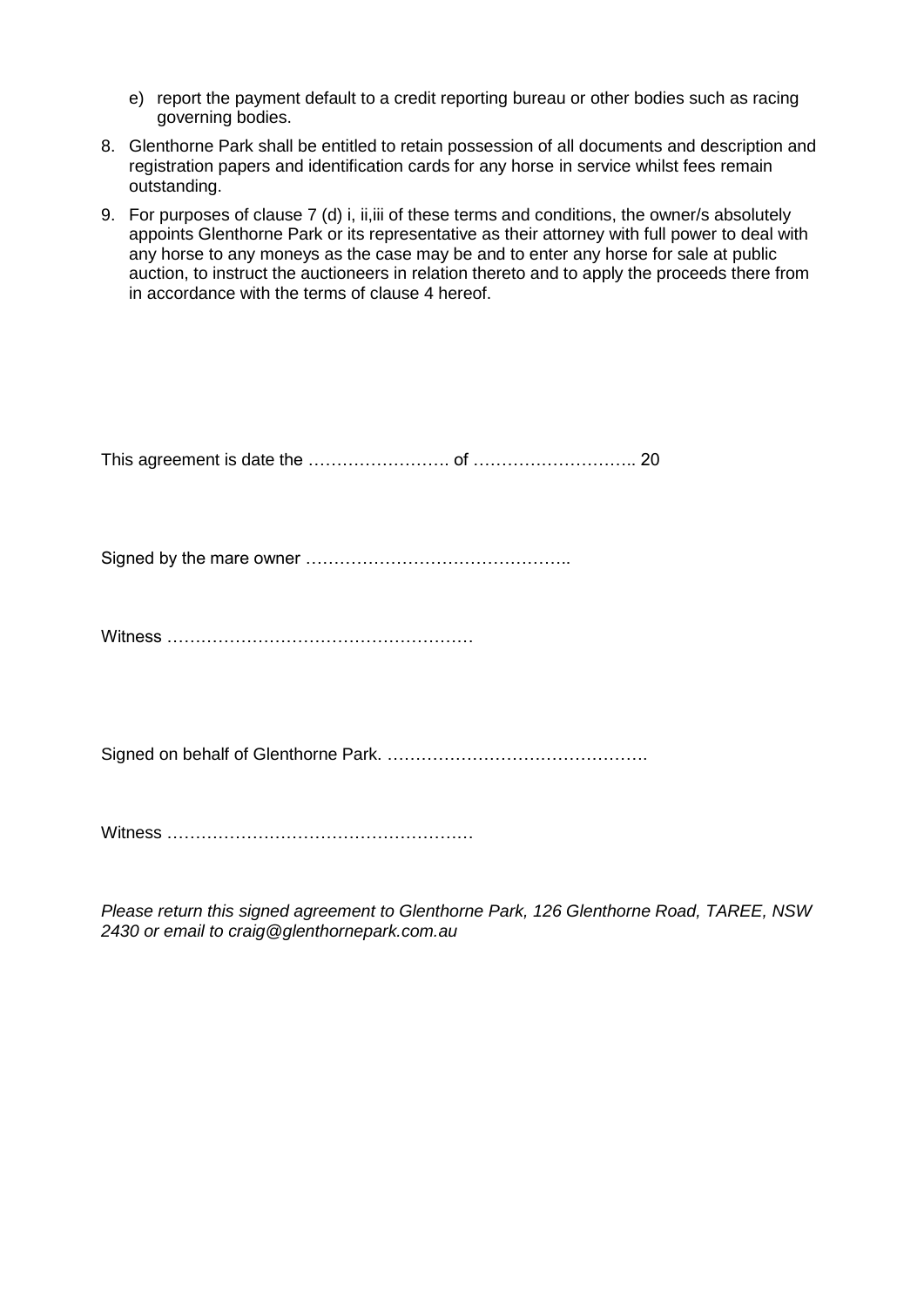e) report the payment default to a credit reporting bureau or other bodies such as racing governing bodies.

8. Glenthorne Park shall be entitled to retain possession of all documents and description and registration papers and identification cards for any horse in service whilst fees remain outstanding.

9. For purposes of clause 7 (d) i, ii,iii of these terms and conditions, the owner/s absolutely appoints Glenthorne Park or its representative as their attorney with full power to deal with any horse to any moneys as the case may be and to enter any horse for sale at public auction, to instruct the auctioneers in relation thereto and to apply the proceeds there from in accordance with the terms of clause 4 hereof.

This agreement is date the ……………………. of ……………………….. 20

Signed by the mare owner ………………………………………..

Witness ……………………………………………

Signed on behalf of Glenthorne Park. ……………………………………….

Witness ……………………………………………

*Please return this signed agreement to Glenthorne Park, 126 Glenthorne Road, TAREE, NSW 2430 or email to craig@glenthornepark.com.au*